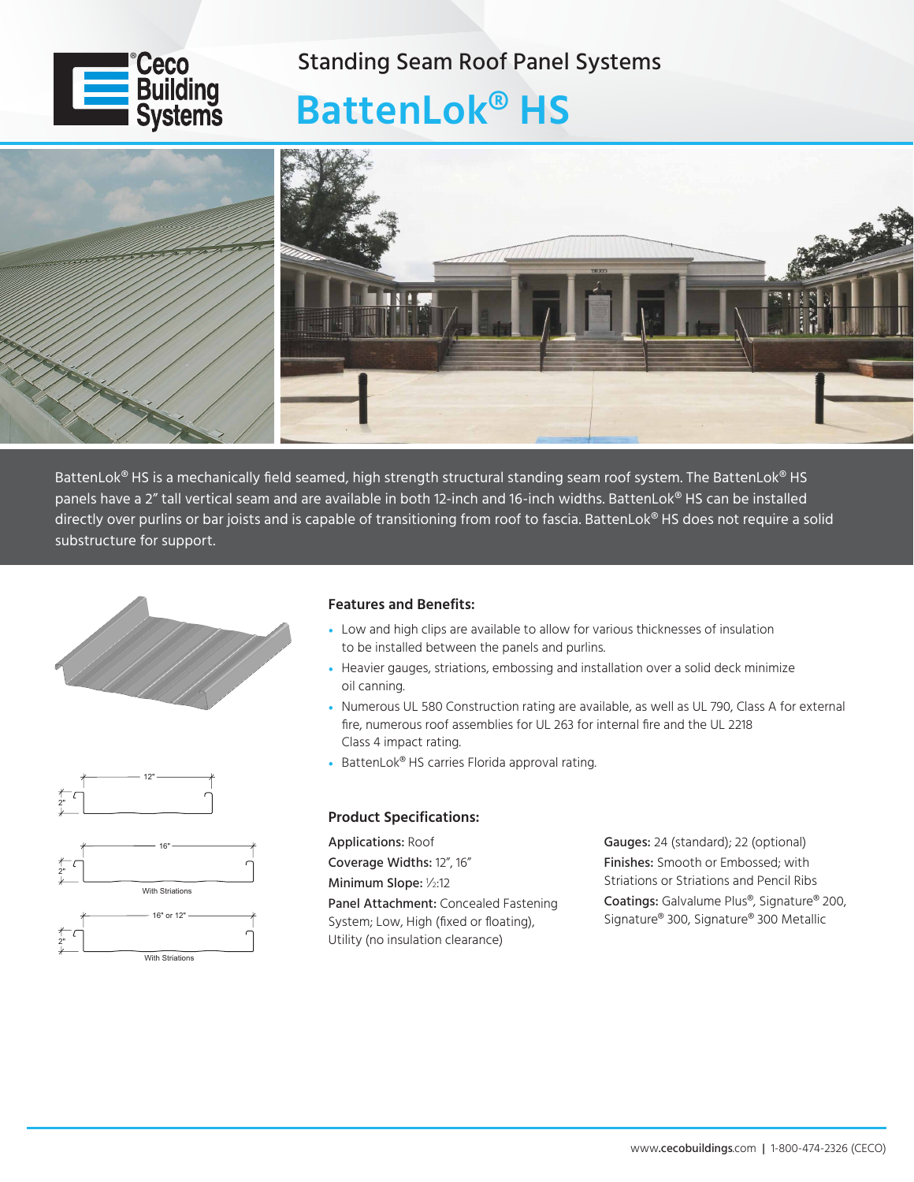Standing Seam Roof Panel Systems

# BattenLok® HS

BattenLok® HS is a mechanically field seamed, high strength structural standing seam roof system. The BattenLok® HS panels have a 2″ tall vertical seam and are available in both 12-inch and 16-inch widths. BattenLok® HS can be installed directly over purlins or bar joists and is capable of transitioning from roof to fascia. BattenLok® HS does not require a solid substructure for support.

12"

2"

16"

2"

With Striations

16" or 12"

2"

With Striations

## Features and Benefits:

- Low and high clips are available to allow for various thicknesses of insulation to be installed between the panels and purlins.
- Heavier gauges, striations, embossing and installation over a solid deck minimize oil canning.
- Numerous UL 580 Construction rating are available, as well as UL 790, Class A for external fire, numerous roof assemblies for UL 263 for internal fire and the UL 2218 Class 4 impact rating.
- BattenLok® HS carries Florida approval rating.

## Product Specifications:

**Applications:** Roof

**Coverage Widths:** 12″, 16″

**Minimum Slope:** ½:12

**Panel Attachment:** Concealed Fastening System; Low, High (fixed or floating), Utility (no insulation clearance)

**Gauges:** 24 (standard); 22 (optional)

**Finishes:** Smooth or Embossed; with Striations or Striations and Pencil Ribs

**Coatings:** Galvalume Plus®, Signature® 200, Signature® 300, Signature® 300 Metallic

www.cecobuildings.com | 1-800-474-2326 (CECO)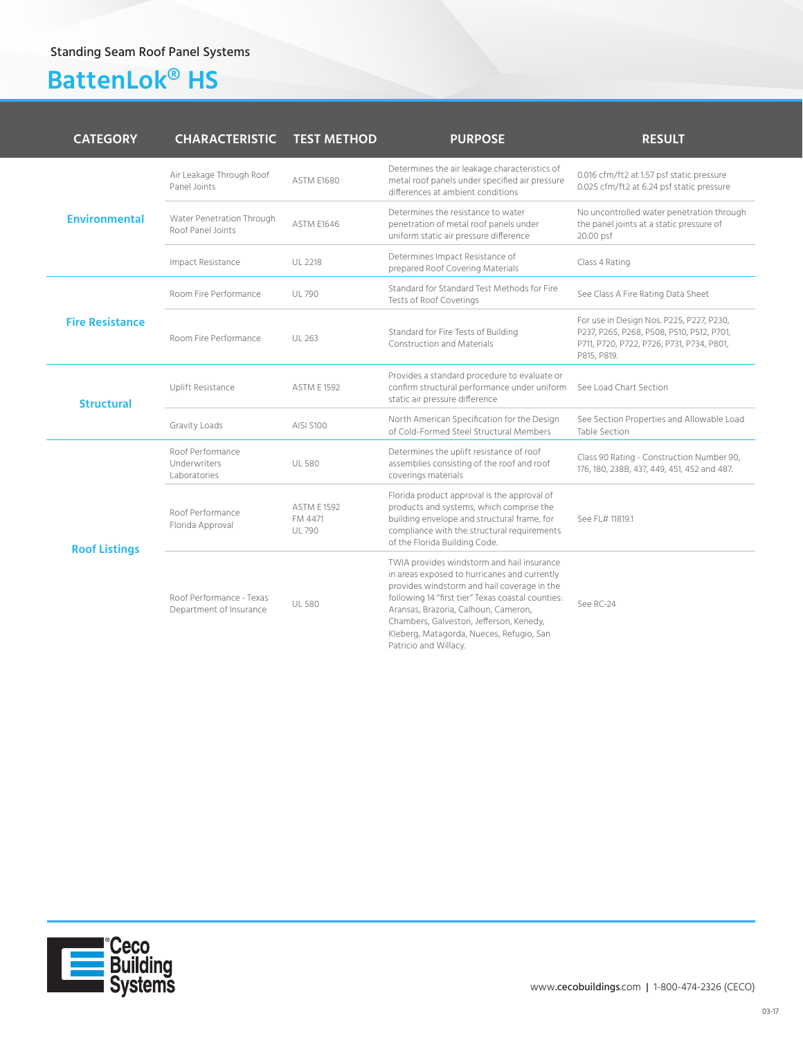Standing Seam Roof Panel Systems

# BattenLok® HS

| CATEGORY | CHARACTERISTIC | TEST METHOD | PURPOSE | RESULT |
|---|---|---|---|---|
| Environmental | Air Leakage Through Roof Panel Joints | ASTM E1680 | Determines the air leakage characteristics of metal roof panels under specified air pressure differences at ambient conditions | 0.016 cfm/ft2 at 1.57 psf static pressure<br>0.025 cfm/ft2 at 6.24 psf static pressure |
| | Water Penetration Through Roof Panel Joints | ASTM E1646 | Determines the resistance to water penetration of metal roof panels under uniform static air pressure difference | No uncontrolled water penetration through the panel joints at a static pressure of 20.00 psf |
| | Impact Resistance | UL 2218 | Determines Impact Resistance of prepared Roof Covering Materials | Class 4 Rating |
| Fire Resistance | Room Fire Performance | UL 790 | Standard for Standard Test Methods for Fire Tests of Roof Coverings | See Class A Fire Rating Data Sheet |
| | Room Fire Performance | UL 263 | Standard for Fire Tests of Building Construction and Materials | For use in Design Nos. P225, P227, P230, P237, P265, P268, P508, P510, P512, P701, P711, P720, P722, P726, P731, P734, P801, P815, P819. |
| Structural | Uplift Resistance | ASTM E 1592 | Provides a standard procedure to evaluate or confirm structural performance under uniform static air pressure difference | See Load Chart Section |
| | Gravity Loads | AISI S100 | North American Specification for the Design of Cold-Formed Steel Structural Members | See Section Properties and Allowable Load Table Section |
| Roof Listings | Roof Performance Underwriters Laboratories | UL 580 | Determines the uplift resistance of roof assemblies consisting of the roof and roof coverings materials | Class 90 Rating - Construction Number 90, 176, 180, 238B, 437, 449, 451, 452 and 487. |
| | Roof Performance Florida Approval | ASTM E 1592<br>FM 4471<br>UL 790 | Florida product approval is the approval of products and systems, which comprise the building envelope and structural frame, for compliance with the structural requirements of the Florida Building Code. | See FL# 11819.1 |
| | Roof Performance - Texas Department of Insurance | UL 580 | TWIA provides windstorm and hail insurance in areas exposed to hurricanes and currently provides windstorm and hail coverage in the following 14 "first tier" Texas coastal counties: Aransas, Brazoria, Calhoun, Cameron, Chambers, Galveston, Jefferson, Kenedy, Kleberg, Matagorda, Nueces, Refugio, San Patricio and Willacy. | See RC-24 |

Ceco Building Systems

www.cecobuildings.com | 1-800-474-2326 (CECO)

03-17